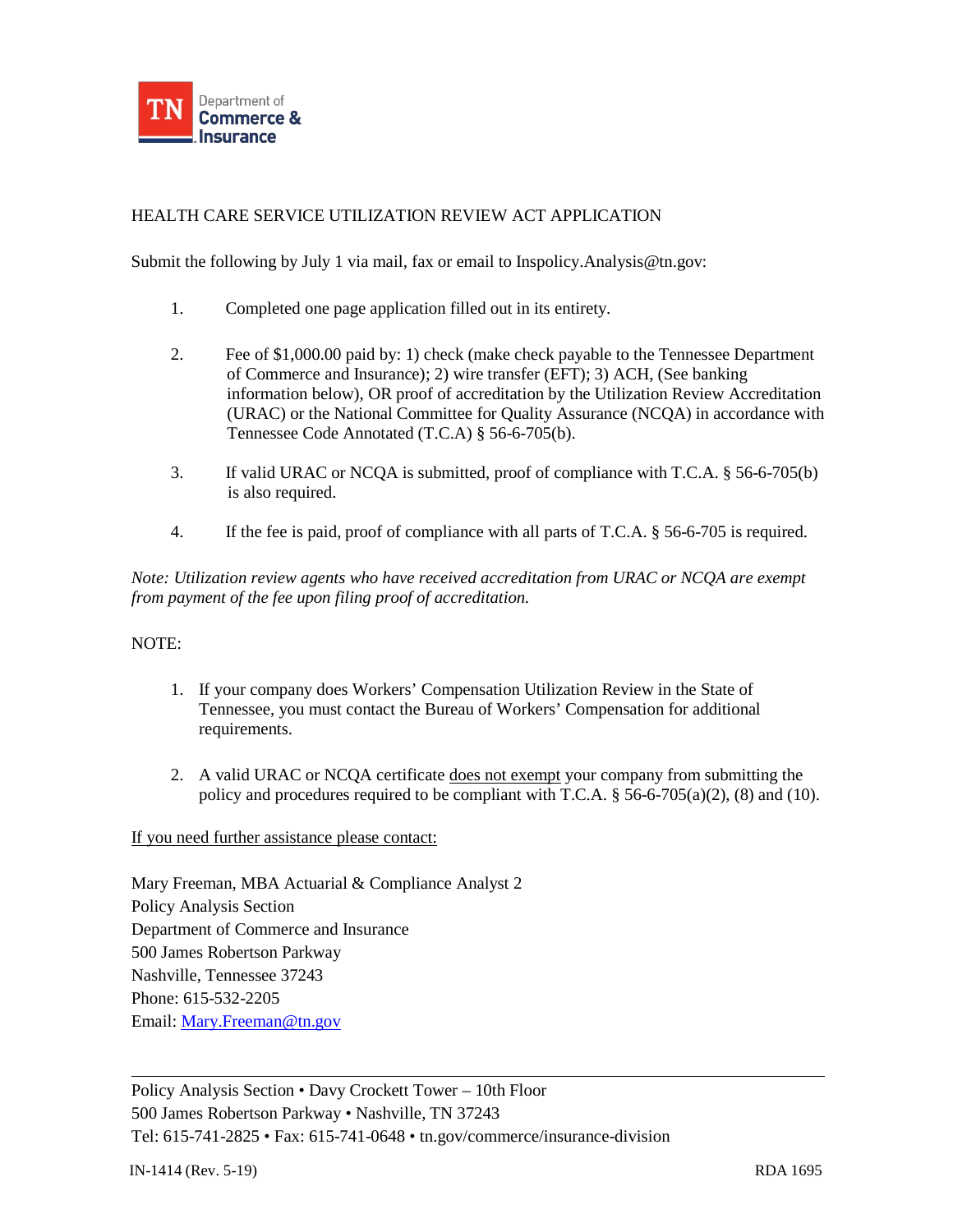TN Department of Commerce & Insurance

# HEALTH CARE SERVICE UTILIZATION REVIEW ACT APPLICATION

Submit the following by July 1 via mail, fax or email to Inspolicy.Analysis@tn.gov:

1. Completed one page application filled out in its entirety.

2. Fee of $1,000.00 paid by: 1) check (make check payable to the Tennessee Department of Commerce and Insurance); 2) wire transfer (EFT); 3) ACH, (See banking information below), OR proof of accreditation by the Utilization Review Accreditation (URAC) or the National Committee for Quality Assurance (NCQA) in accordance with Tennessee Code Annotated (T.C.A) § 56-6-705(b).

3. If valid URAC or NCQA is submitted, proof of compliance with T.C.A. § 56-6-705(b) is also required.

4. If the fee is paid, proof of compliance with all parts of T.C.A. § 56-6-705 is required.

*Note: Utilization review agents who have received accreditation from URAC or NCQA are exempt from payment of the fee upon filing proof of accreditation.*

NOTE:

1. If your company does Workers' Compensation Utilization Review in the State of Tennessee, you must contact the Bureau of Workers' Compensation for additional requirements.

2. A valid URAC or NCQA certificate <u>does not exempt</u> your company from submitting the policy and procedures required to be compliant with T.C.A. § 56-6-705(a)(2), (8) and (10).

<u>If you need further assistance please contact:</u>

Mary Freeman, MBA Actuarial & Compliance Analyst 2
Policy Analysis Section
Department of Commerce and Insurance
500 James Robertson Parkway
Nashville, Tennessee 37243
Phone: 615-532-2205
Email: [Mary.Freeman@tn.gov](mailto:Mary.Freeman@tn.gov)

---

Policy Analysis Section • Davy Crockett Tower – 10th Floor
500 James Robertson Parkway • Nashville, TN 37243
Tel: 615-741-2825 • Fax: 615-741-0648 • tn.gov/commerce/insurance-division

IN-1414 (Rev. 5-19) RDA 1695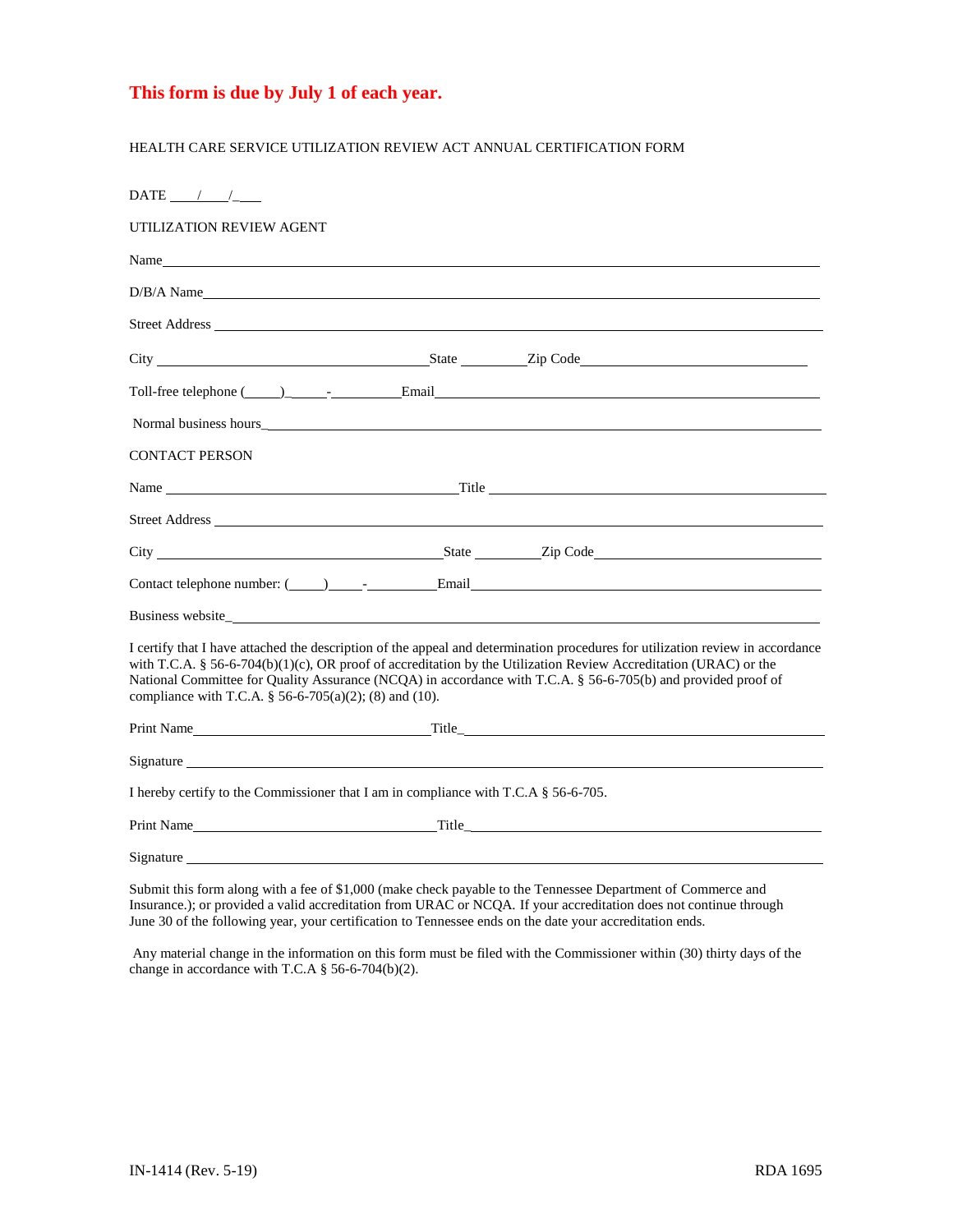**This form is due by July 1 of each year.**

HEALTH CARE SERVICE UTILIZATION REVIEW ACT ANNUAL CERTIFICATION FORM

DATE ____/____/____

UTILIZATION REVIEW AGENT

Name________________________________________________________________________________

D/B/A Name____________________________________________________________________________

Street Address _________________________________________________________________________

City ______________________________State _________Zip Code___________________________

Toll-free telephone (_____)_____-__________Email________________________________________

Normal business hours_____________________________________________________________________

CONTACT PERSON

Name ___________________________________Title _______________________________________

Street Address _________________________________________________________________________

City ______________________________State _________Zip Code___________________________

Contact telephone number: (_____)_____-__________Email_________________________________

Business website_________________________________________________________________________

I certify that I have attached the description of the appeal and determination procedures for utilization review in accordance with T.C.A. § 56-6-704(b)(1)(c), OR proof of accreditation by the Utilization Review Accreditation (URAC) or the National Committee for Quality Assurance (NCQA) in accordance with T.C.A. § 56-6-705(b) and provided proof of compliance with T.C.A. § 56-6-705(a)(2); (8) and (10).

Print Name_______________________________Title_______________________________________

Signature ______________________________________________________________________________

I hereby certify to the Commissioner that I am in compliance with T.C.A § 56-6-705.

Print Name_______________________________Title_______________________________________

Signature ______________________________________________________________________________

Submit this form along with a fee of $1,000 (make check payable to the Tennessee Department of Commerce and Insurance.); or provided a valid accreditation from URAC or NCQA. If your accreditation does not continue through June 30 of the following year, your certification to Tennessee ends on the date your accreditation ends.

Any material change in the information on this form must be filed with the Commissioner within (30) thirty days of the change in accordance with T.C.A § 56-6-704(b)(2).

IN-1414 (Rev. 5-19) RDA 1695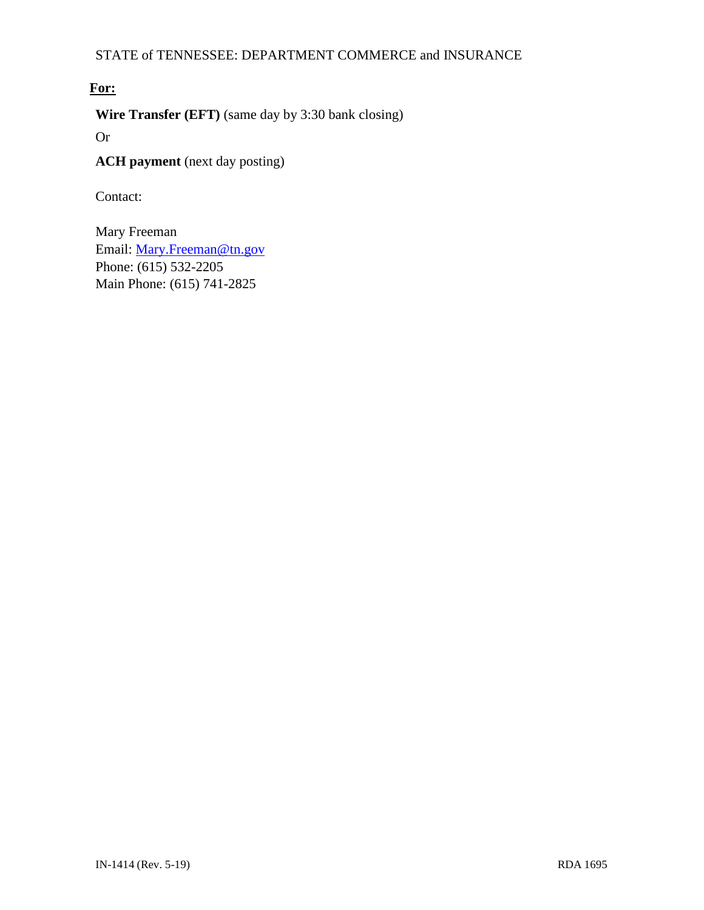STATE of TENNESSEE: DEPARTMENT COMMERCE and INSURANCE

**For:**

**Wire Transfer (EFT)** (same day by 3:30 bank closing)

Or

**ACH payment** (next day posting)

Contact:

Mary Freeman
Email: Mary.Freeman@tn.gov
Phone: (615) 532-2205
Main Phone: (615) 741-2825

IN-1414 (Rev. 5-19) RDA 1695